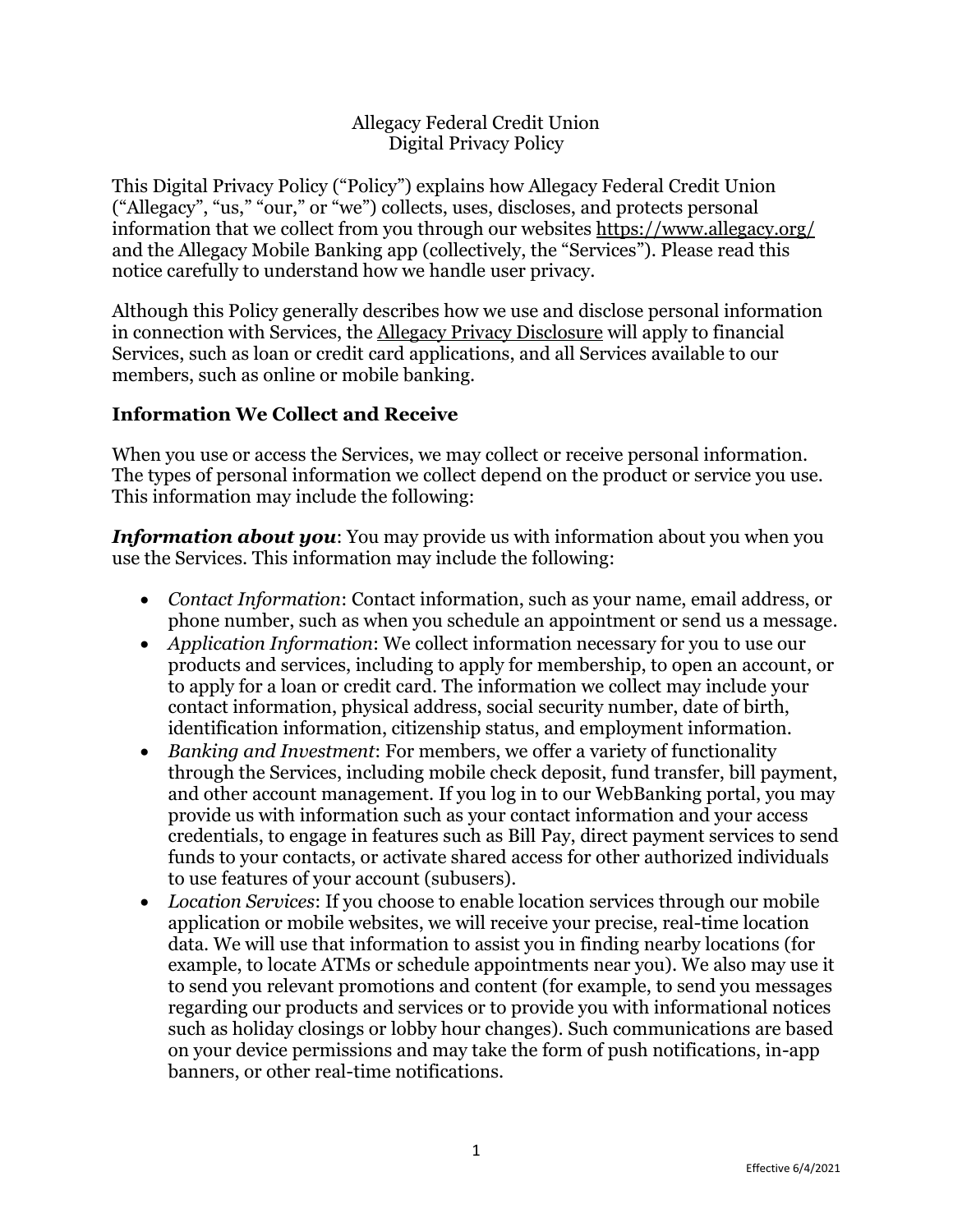# Allegacy Federal Credit Union
## Digital Privacy Policy

This Digital Privacy Policy ("Policy") explains how Allegacy Federal Credit Union ("Allegacy", "us," "our," or "we") collects, uses, discloses, and protects personal information that we collect from you through our websites https://www.allegacy.org/ and the Allegacy Mobile Banking app (collectively, the "Services"). Please read this notice carefully to understand how we handle user privacy.

Although this Policy generally describes how we use and disclose personal information in connection with Services, the Allegacy Privacy Disclosure will apply to financial Services, such as loan or credit card applications, and all Services available to our members, such as online or mobile banking.

## Information We Collect and Receive

When you use or access the Services, we may collect or receive personal information. The types of personal information we collect depend on the product or service you use. This information may include the following:

***Information about you***: You may provide us with information about you when you use the Services. This information may include the following:

- *Contact Information*: Contact information, such as your name, email address, or phone number, such as when you schedule an appointment or send us a message.
- *Application Information*: We collect information necessary for you to use our products and services, including to apply for membership, to open an account, or to apply for a loan or credit card. The information we collect may include your contact information, physical address, social security number, date of birth, identification information, citizenship status, and employment information.
- *Banking and Investment*: For members, we offer a variety of functionality through the Services, including mobile check deposit, fund transfer, bill payment, and other account management. If you log in to our WebBanking portal, you may provide us with information such as your contact information and your access credentials, to engage in features such as Bill Pay, direct payment services to send funds to your contacts, or activate shared access for other authorized individuals to use features of your account (subusers).
- *Location Services*: If you choose to enable location services through our mobile application or mobile websites, we will receive your precise, real-time location data. We will use that information to assist you in finding nearby locations (for example, to locate ATMs or schedule appointments near you). We also may use it to send you relevant promotions and content (for example, to send you messages regarding our products and services or to provide you with informational notices such as holiday closings or lobby hour changes). Such communications are based on your device permissions and may take the form of push notifications, in-app banners, or other real-time notifications.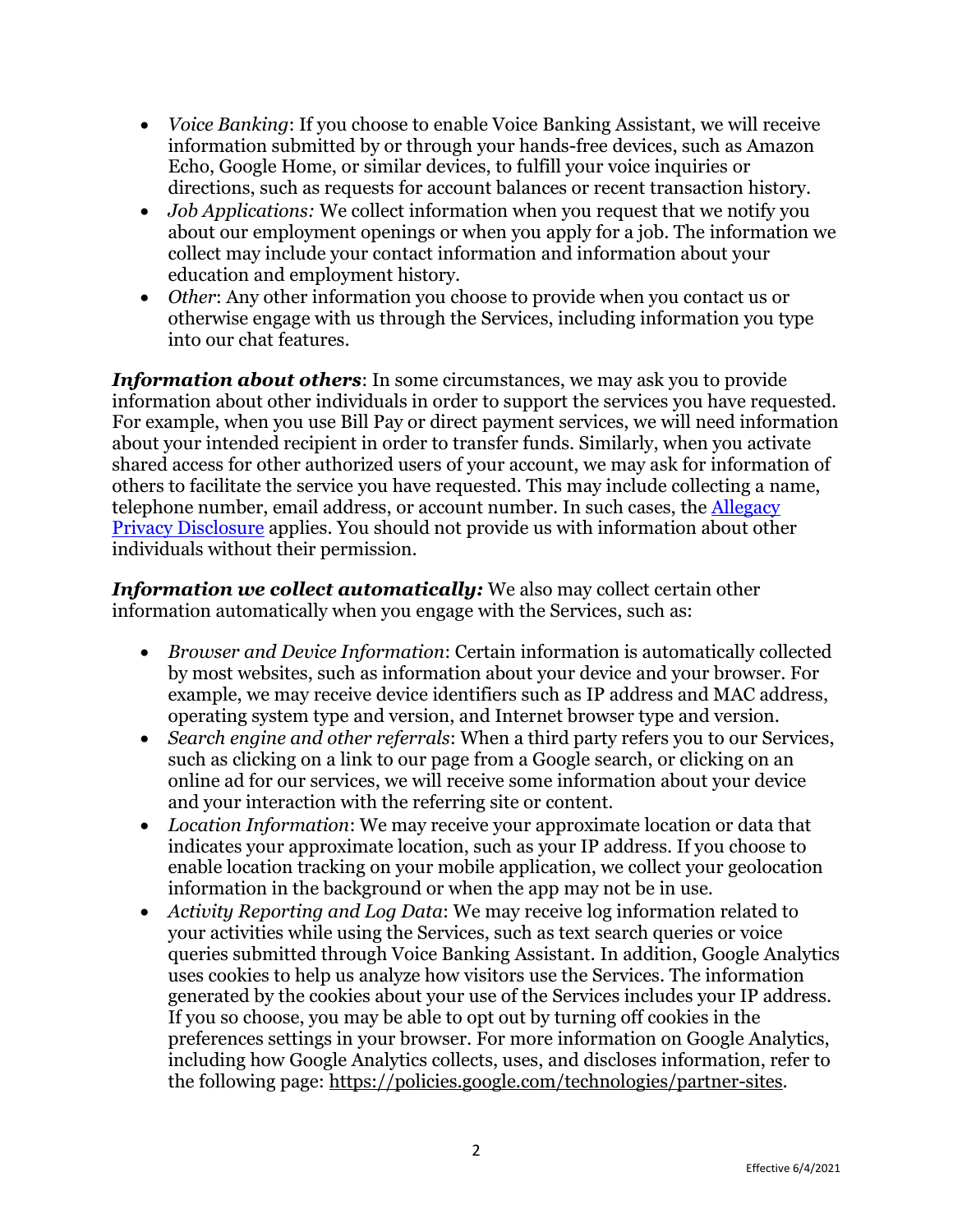- *Voice Banking*: If you choose to enable Voice Banking Assistant, we will receive information submitted by or through your hands-free devices, such as Amazon Echo, Google Home, or similar devices, to fulfill your voice inquiries or directions, such as requests for account balances or recent transaction history.
- *Job Applications:* We collect information when you request that we notify you about our employment openings or when you apply for a job. The information we collect may include your contact information and information about your education and employment history.
- *Other*: Any other information you choose to provide when you contact us or otherwise engage with us through the Services, including information you type into our chat features.

***Information about others***: In some circumstances, we may ask you to provide information about other individuals in order to support the services you have requested. For example, when you use Bill Pay or direct payment services, we will need information about your intended recipient in order to transfer funds. Similarly, when you activate shared access for other authorized users of your account, we may ask for information of others to facilitate the service you have requested. This may include collecting a name, telephone number, email address, or account number. In such cases, the Allegacy Privacy Disclosure applies. You should not provide us with information about other individuals without their permission.

***Information we collect automatically:*** We also may collect certain other information automatically when you engage with the Services, such as:

- *Browser and Device Information*: Certain information is automatically collected by most websites, such as information about your device and your browser. For example, we may receive device identifiers such as IP address and MAC address, operating system type and version, and Internet browser type and version.
- *Search engine and other referrals*: When a third party refers you to our Services, such as clicking on a link to our page from a Google search, or clicking on an online ad for our services, we will receive some information about your device and your interaction with the referring site or content.
- *Location Information*: We may receive your approximate location or data that indicates your approximate location, such as your IP address. If you choose to enable location tracking on your mobile application, we collect your geolocation information in the background or when the app may not be in use.
- *Activity Reporting and Log Data*: We may receive log information related to your activities while using the Services, such as text search queries or voice queries submitted through Voice Banking Assistant. In addition, Google Analytics uses cookies to help us analyze how visitors use the Services. The information generated by the cookies about your use of the Services includes your IP address. If you so choose, you may be able to opt out by turning off cookies in the preferences settings in your browser. For more information on Google Analytics, including how Google Analytics collects, uses, and discloses information, refer to the following page: https://policies.google.com/technologies/partner-sites.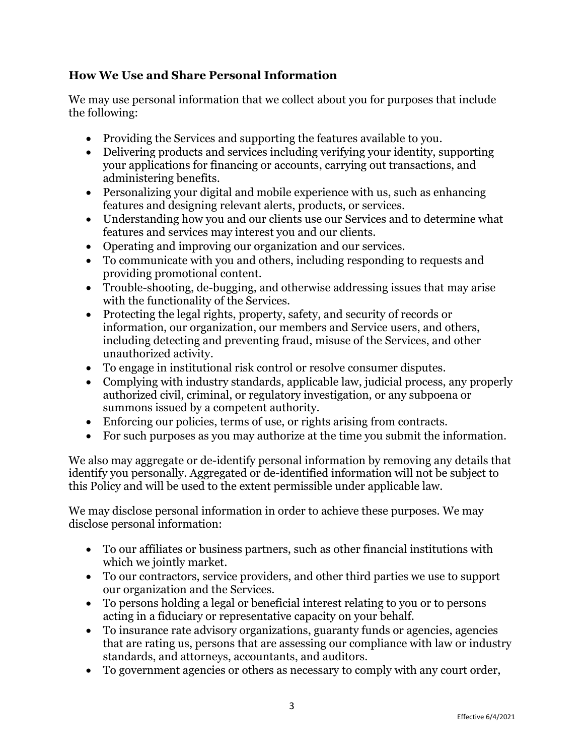### How We Use and Share Personal Information

We may use personal information that we collect about you for purposes that include the following:

- Providing the Services and supporting the features available to you.
- Delivering products and services including verifying your identity, supporting your applications for financing or accounts, carrying out transactions, and administering benefits.
- Personalizing your digital and mobile experience with us, such as enhancing features and designing relevant alerts, products, or services.
- Understanding how you and our clients use our Services and to determine what features and services may interest you and our clients.
- Operating and improving our organization and our services.
- To communicate with you and others, including responding to requests and providing promotional content.
- Trouble-shooting, de-bugging, and otherwise addressing issues that may arise with the functionality of the Services.
- Protecting the legal rights, property, safety, and security of records or information, our organization, our members and Service users, and others, including detecting and preventing fraud, misuse of the Services, and other unauthorized activity.
- To engage in institutional risk control or resolve consumer disputes.
- Complying with industry standards, applicable law, judicial process, any properly authorized civil, criminal, or regulatory investigation, or any subpoena or summons issued by a competent authority.
- Enforcing our policies, terms of use, or rights arising from contracts.
- For such purposes as you may authorize at the time you submit the information.

We also may aggregate or de-identify personal information by removing any details that identify you personally. Aggregated or de-identified information will not be subject to this Policy and will be used to the extent permissible under applicable law.

We may disclose personal information in order to achieve these purposes. We may disclose personal information:

- To our affiliates or business partners, such as other financial institutions with which we jointly market.
- To our contractors, service providers, and other third parties we use to support our organization and the Services.
- To persons holding a legal or beneficial interest relating to you or to persons acting in a fiduciary or representative capacity on your behalf.
- To insurance rate advisory organizations, guaranty funds or agencies, agencies that are rating us, persons that are assessing our compliance with law or industry standards, and attorneys, accountants, and auditors.
- To government agencies or others as necessary to comply with any court order,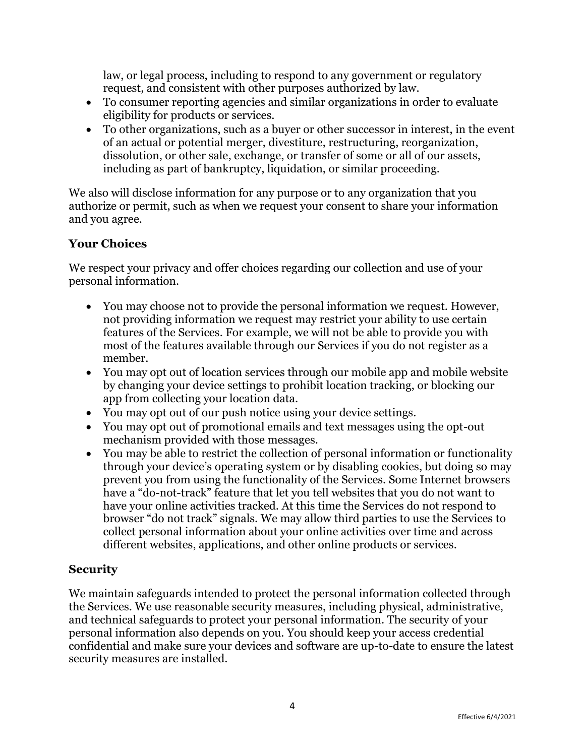law, or legal process, including to respond to any government or regulatory request, and consistent with other purposes authorized by law.

- To consumer reporting agencies and similar organizations in order to evaluate eligibility for products or services.
- To other organizations, such as a buyer or other successor in interest, in the event of an actual or potential merger, divestiture, restructuring, reorganization, dissolution, or other sale, exchange, or transfer of some or all of our assets, including as part of bankruptcy, liquidation, or similar proceeding.

We also will disclose information for any purpose or to any organization that you authorize or permit, such as when we request your consent to share your information and you agree.

### Your Choices

We respect your privacy and offer choices regarding our collection and use of your personal information.

- You may choose not to provide the personal information we request. However, not providing information we request may restrict your ability to use certain features of the Services. For example, we will not be able to provide you with most of the features available through our Services if you do not register as a member.
- You may opt out of location services through our mobile app and mobile website by changing your device settings to prohibit location tracking, or blocking our app from collecting your location data.
- You may opt out of our push notice using your device settings.
- You may opt out of promotional emails and text messages using the opt-out mechanism provided with those messages.
- You may be able to restrict the collection of personal information or functionality through your device's operating system or by disabling cookies, but doing so may prevent you from using the functionality of the Services. Some Internet browsers have a "do-not-track" feature that let you tell websites that you do not want to have your online activities tracked. At this time the Services do not respond to browser "do not track" signals. We may allow third parties to use the Services to collect personal information about your online activities over time and across different websites, applications, and other online products or services.

### Security

We maintain safeguards intended to protect the personal information collected through the Services. We use reasonable security measures, including physical, administrative, and technical safeguards to protect your personal information. The security of your personal information also depends on you. You should keep your access credential confidential and make sure your devices and software are up-to-date to ensure the latest security measures are installed.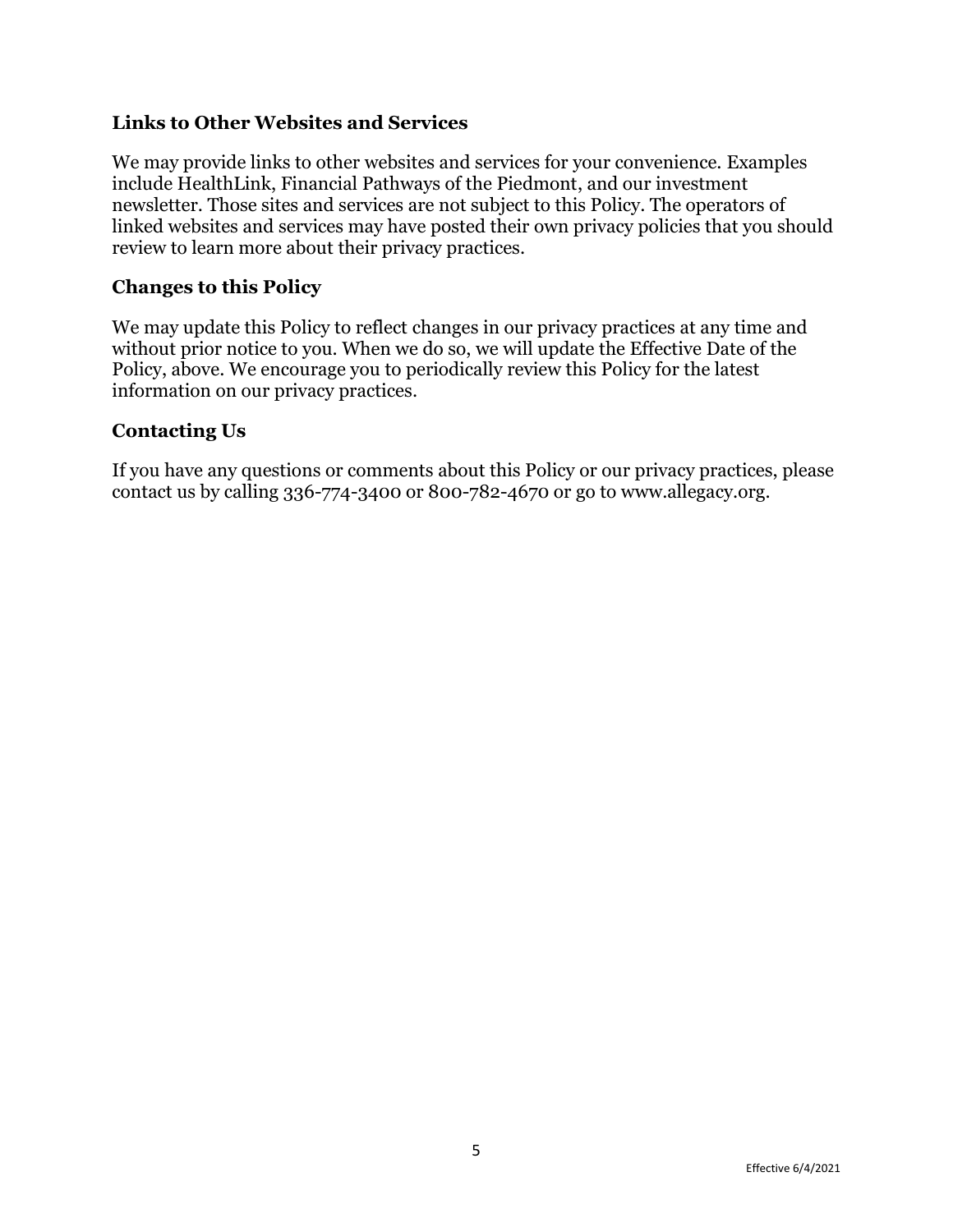## Links to Other Websites and Services

We may provide links to other websites and services for your convenience. Examples include HealthLink, Financial Pathways of the Piedmont, and our investment newsletter. Those sites and services are not subject to this Policy. The operators of linked websites and services may have posted their own privacy policies that you should review to learn more about their privacy practices.

## Changes to this Policy

We may update this Policy to reflect changes in our privacy practices at any time and without prior notice to you. When we do so, we will update the Effective Date of the Policy, above. We encourage you to periodically review this Policy for the latest information on our privacy practices.

## Contacting Us

If you have any questions or comments about this Policy or our privacy practices, please contact us by calling 336-774-3400 or 800-782-4670 or go to www.allegacy.org.

Effective 6/4/2021